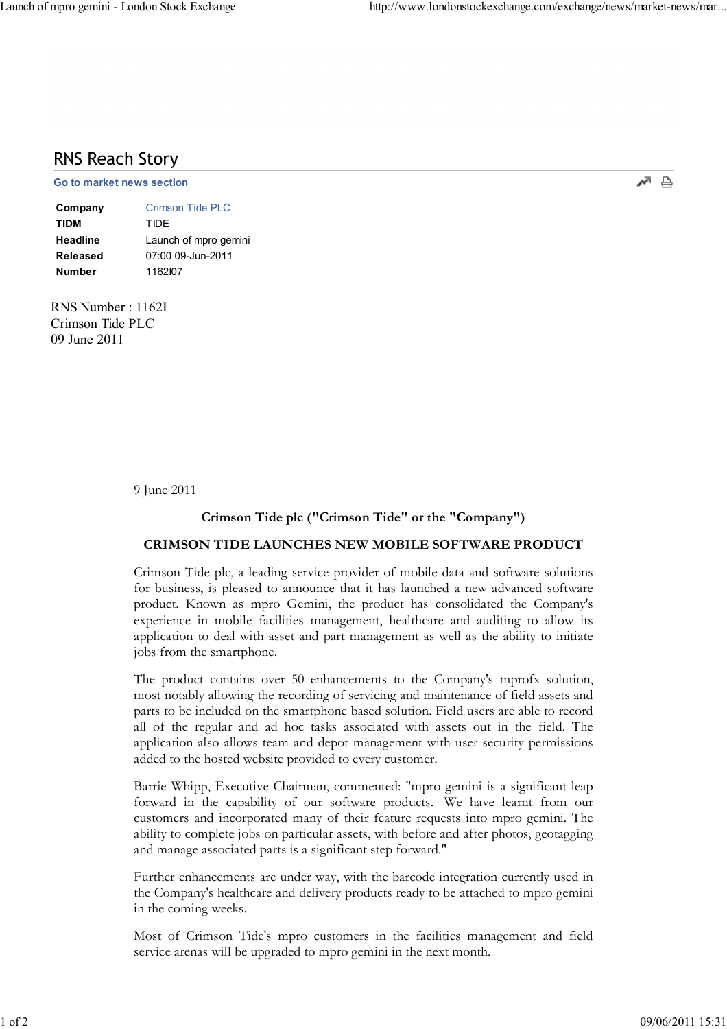# RNS Reach Story

Go to market news section

| | |
|---|---|
| **Company** | Crimson Tide PLC |
| **TIDM** | TIDE |
| **Headline** | Launch of mpro gemini |
| **Released** | 07:00 09-Jun-2011 |
| **Number** | 1162I07 |

RNS Number : 1162I
Crimson Tide PLC
09 June 2011

9 June 2011

**Crimson Tide plc ("Crimson Tide" or the "Company")**

**CRIMSON TIDE LAUNCHES NEW MOBILE SOFTWARE PRODUCT**

Crimson Tide plc, a leading service provider of mobile data and software solutions for business, is pleased to announce that it has launched a new advanced software product. Known as mpro Gemini, the product has consolidated the Company's experience in mobile facilities management, healthcare and auditing to allow its application to deal with asset and part management as well as the ability to initiate jobs from the smartphone.

The product contains over 50 enhancements to the Company's mprofx solution, most notably allowing the recording of servicing and maintenance of field assets and parts to be included on the smartphone based solution. Field users are able to record all of the regular and ad hoc tasks associated with assets out in the field. The application also allows team and depot management with user security permissions added to the hosted website provided to every customer.

Barrie Whipp, Executive Chairman, commented: "mpro gemini is a significant leap forward in the capability of our software products. We have learnt from our customers and incorporated many of their feature requests into mpro gemini. The ability to complete jobs on particular assets, with before and after photos, geotagging and manage associated parts is a significant step forward."

Further enhancements are under way, with the barcode integration currently used in the Company's healthcare and delivery products ready to be attached to mpro gemini in the coming weeks.

Most of Crimson Tide's mpro customers in the facilities management and field service arenas will be upgraded to mpro gemini in the next month.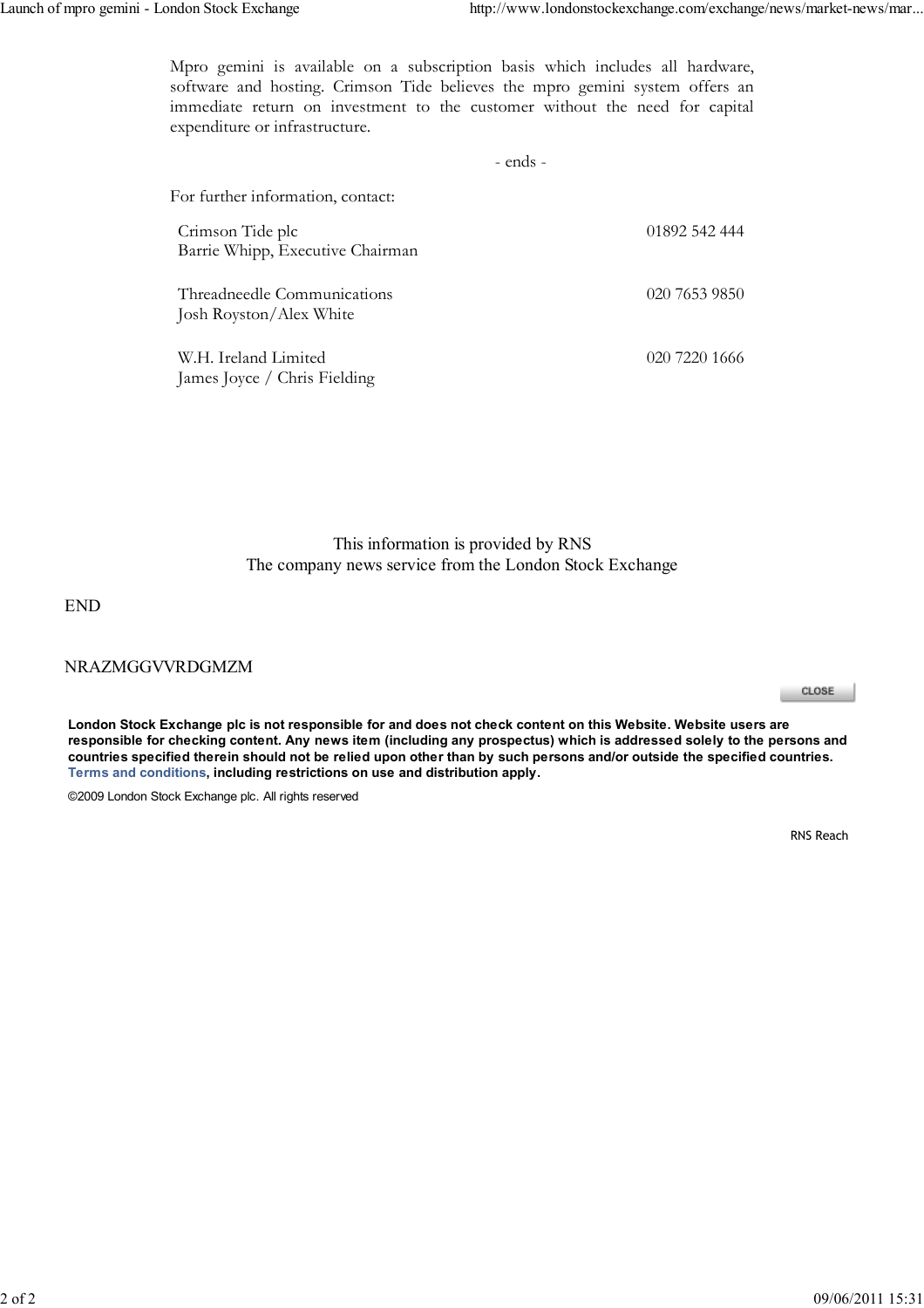Mpro gemini is available on a subscription basis which includes all hardware, software and hosting. Crimson Tide believes the mpro gemini system offers an immediate return on investment to the customer without the need for capital expenditure or infrastructure.

- ends -

For further information, contact:

| | |
|---|---|
| Crimson Tide plc<br>Barrie Whipp, Executive Chairman | 01892 542 444 |
| Threadneedle Communications<br>Josh Royston/Alex White | 020 7653 9850 |
| W.H. Ireland Limited<br>James Joyce / Chris Fielding | 020 7220 1666 |

This information is provided by RNS
The company news service from the London Stock Exchange

END

NRAZMGGVVRDGMZM

CLOSE

**London Stock Exchange plc is not responsible for and does not check content on this Website. Website users are responsible for checking content. Any news item (including any prospectus) which is addressed solely to the persons and countries specified therein should not be relied upon other than by such persons and/or outside the specified countries. Terms and conditions, including restrictions on use and distribution apply.**

©2009 London Stock Exchange plc. All rights reserved

RNS Reach